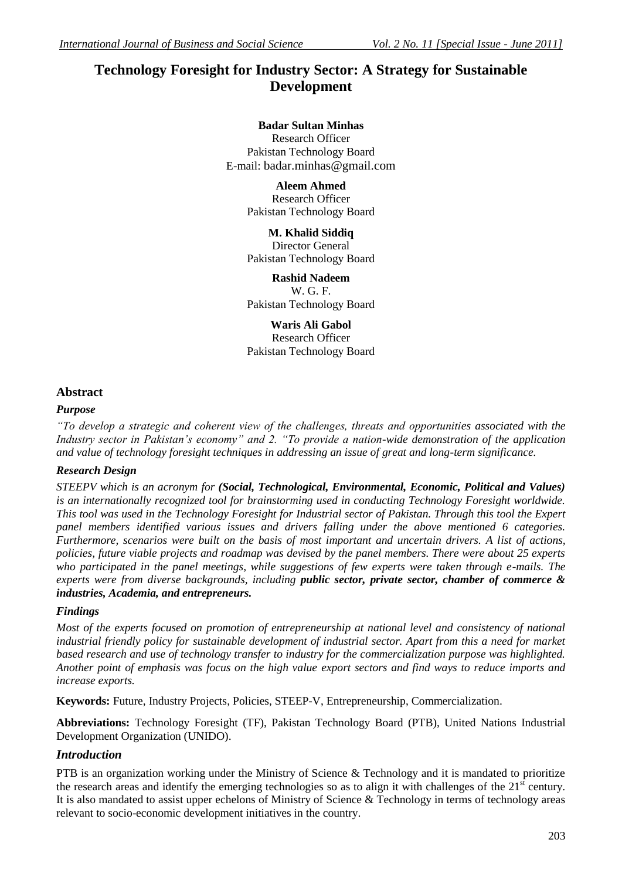# Technology Foresight for Industry Sector: A Strategy for Sustainable Development

**Badar Sultan Minhas**
Research Officer
Pakistan Technology Board
E-mail: badar.minhas@gmail.com

**Aleem Ahmed**
Research Officer
Pakistan Technology Board

**M. Khalid Siddiq**
Director General
Pakistan Technology Board

**Rashid Nadeem**
W. G. F.
Pakistan Technology Board

**Waris Ali Gabol**
Research Officer
Pakistan Technology Board

## Abstract

### *Purpose*

*"To develop a strategic and coherent view of the challenges, threats and opportunities associated with the Industry sector in Pakistan's economy" and 2. "To provide a nation-wide demonstration of the application and value of technology foresight techniques in addressing an issue of great and long-term significance.*

### *Research Design*

*STEEPV which is an acronym for **(Social, Technological, Environmental, Economic, Political and Values)** is an internationally recognized tool for brainstorming used in conducting Technology Foresight worldwide. This tool was used in the Technology Foresight for Industrial sector of Pakistan. Through this tool the Expert panel members identified various issues and drivers falling under the above mentioned 6 categories. Furthermore, scenarios were built on the basis of most important and uncertain drivers. A list of actions, policies, future viable projects and roadmap was devised by the panel members. There were about 25 experts who participated in the panel meetings, while suggestions of few experts were taken through e-mails. The experts were from diverse backgrounds, including **public sector, private sector, chamber of commerce & industries, Academia, and entrepreneurs.***

### *Findings*

*Most of the experts focused on promotion of entrepreneurship at national level and consistency of national industrial friendly policy for sustainable development of industrial sector. Apart from this a need for market based research and use of technology transfer to industry for the commercialization purpose was highlighted. Another point of emphasis was focus on the high value export sectors and find ways to reduce imports and increase exports.*

**Keywords:** Future, Industry Projects, Policies, STEEP-V, Entrepreneurship, Commercialization.

**Abbreviations:** Technology Foresight (TF), Pakistan Technology Board (PTB), United Nations Industrial Development Organization (UNIDO).

### *Introduction*

PTB is an organization working under the Ministry of Science & Technology and it is mandated to prioritize the research areas and identify the emerging technologies so as to align it with challenges of the 21st century. It is also mandated to assist upper echelons of Ministry of Science & Technology in terms of technology areas relevant to socio-economic development initiatives in the country.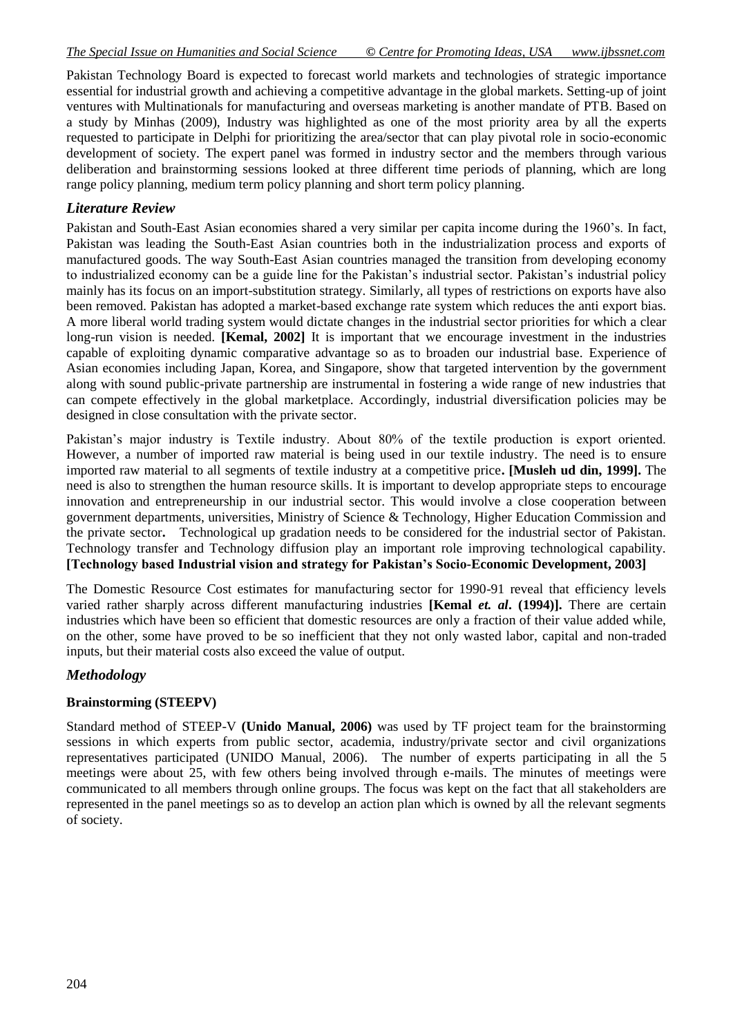Pakistan Technology Board is expected to forecast world markets and technologies of strategic importance essential for industrial growth and achieving a competitive advantage in the global markets. Setting-up of joint ventures with Multinationals for manufacturing and overseas marketing is another mandate of PTB. Based on a study by Minhas (2009), Industry was highlighted as one of the most priority area by all the experts requested to participate in Delphi for prioritizing the area/sector that can play pivotal role in socio-economic development of society. The expert panel was formed in industry sector and the members through various deliberation and brainstorming sessions looked at three different time periods of planning, which are long range policy planning, medium term policy planning and short term policy planning.

## *Literature Review*

Pakistan and South-East Asian economies shared a very similar per capita income during the 1960's. In fact, Pakistan was leading the South-East Asian countries both in the industrialization process and exports of manufactured goods. The way South-East Asian countries managed the transition from developing economy to industrialized economy can be a guide line for the Pakistan's industrial sector. Pakistan's industrial policy mainly has its focus on an import-substitution strategy. Similarly, all types of restrictions on exports have also been removed. Pakistan has adopted a market-based exchange rate system which reduces the anti export bias. A more liberal world trading system would dictate changes in the industrial sector priorities for which a clear long-run vision is needed. **[Kemal, 2002]** It is important that we encourage investment in the industries capable of exploiting dynamic comparative advantage so as to broaden our industrial base. Experience of Asian economies including Japan, Korea, and Singapore, show that targeted intervention by the government along with sound public-private partnership are instrumental in fostering a wide range of new industries that can compete effectively in the global marketplace. Accordingly, industrial diversification policies may be designed in close consultation with the private sector.

Pakistan's major industry is Textile industry. About 80% of the textile production is export oriented. However, a number of imported raw material is being used in our textile industry. The need is to ensure imported raw material to all segments of textile industry at a competitive price**. [Musleh ud din, 1999].** The need is also to strengthen the human resource skills. It is important to develop appropriate steps to encourage innovation and entrepreneurship in our industrial sector. This would involve a close cooperation between government departments, universities, Ministry of Science & Technology, Higher Education Commission and the private sector**.** Technological up gradation needs to be considered for the industrial sector of Pakistan. Technology transfer and Technology diffusion play an important role improving technological capability. **[Technology based Industrial vision and strategy for Pakistan's Socio-Economic Development, 2003]**

The Domestic Resource Cost estimates for manufacturing sector for 1990-91 reveal that efficiency levels varied rather sharply across different manufacturing industries **[Kemal *et. al*. (1994)].** There are certain industries which have been so efficient that domestic resources are only a fraction of their value added while, on the other, some have proved to be so inefficient that they not only wasted labor, capital and non-traded inputs, but their material costs also exceed the value of output.

## *Methodology*

### Brainstorming (STEEPV)

Standard method of STEEP-V **(Unido Manual, 2006)** was used by TF project team for the brainstorming sessions in which experts from public sector, academia, industry/private sector and civil organizations representatives participated (UNIDO Manual, 2006). The number of experts participating in all the 5 meetings were about 25, with few others being involved through e-mails. The minutes of meetings were communicated to all members through online groups. The focus was kept on the fact that all stakeholders are represented in the panel meetings so as to develop an action plan which is owned by all the relevant segments of society.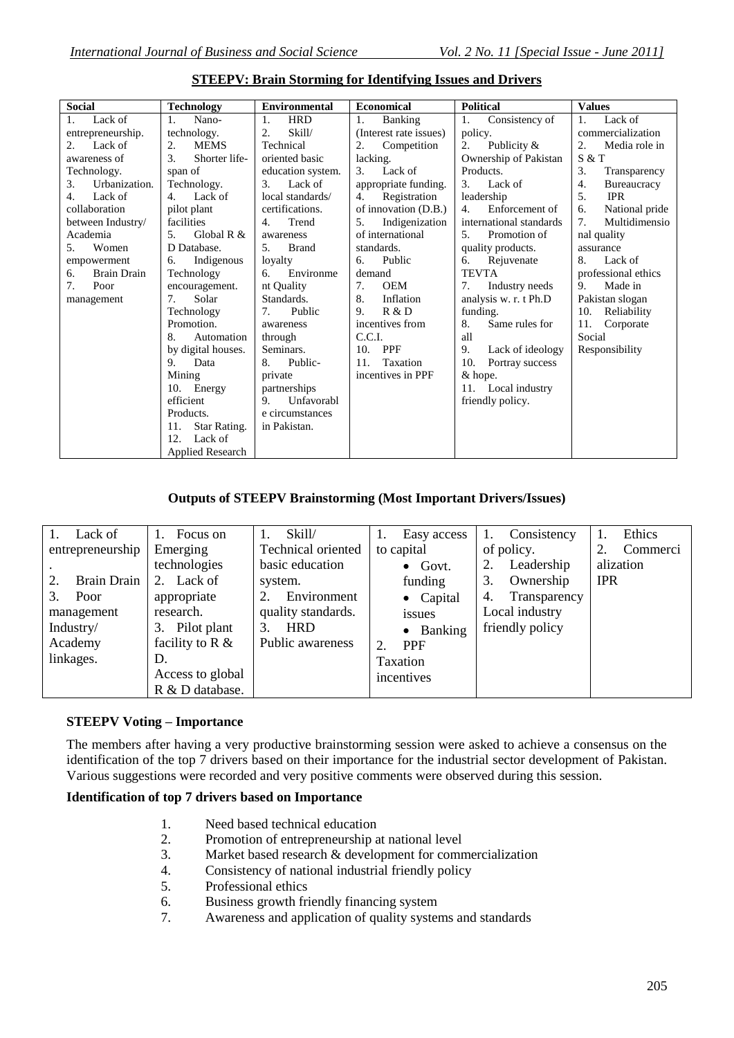### STEEPV: Brain Storming for Identifying Issues and Drivers

| Social | Technology | Environmental | Economical | Political | Values |
|---|---|---|---|---|---|
| 1. Lack of entrepreneurship.<br>2. Lack of awareness of Technology.<br>3. Urbanization.<br>4. Lack of collaboration between Industry/ Academia<br>5. Women empowerment<br>6. Brain Drain<br>7. Poor management | 1. Nano-technology.<br>2. MEMS<br>3. Shorter life-span of Technology.<br>4. Lack of pilot plant facilities<br>5. Global R & D Database.<br>6. Indigenous Technology encouragement.<br>7. Solar Technology Promotion.<br>8. Automation by digital houses.<br>9. Data Mining<br>10. Energy efficient Products.<br>11. Star Rating.<br>12. Lack of Applied Research | 1. HRD<br>2. Skill/ Technical oriented basic education system.<br>3. Lack of local standards/ certifications.<br>4. Trend awareness<br>5. Brand loyalty<br>6. Environment Quality Standards.<br>7. Public awareness through Seminars.<br>8. Public-private partnerships<br>9. Unfavorable circumstances in Pakistan. | 1. Banking (Interest rate issues)<br>2. Competition lacking.<br>3. Lack of appropriate funding.<br>4. Registration of innovation (D.B.)<br>5. Indigenization of international standards.<br>6. Public demand<br>7. OEM<br>8. Inflation<br>9. R & D incentives from C.C.I.<br>10. PPF<br>11. Taxation incentives in PPF | 1. Consistency of policy.<br>2. Publicity & Ownership of Pakistan Products.<br>3. Lack of leadership<br>4. Enforcement of international standards<br>5. Promotion of quality products.<br>6. Rejuvenate TEVTA<br>7. Industry needs analysis w. r. t Ph.D funding.<br>8. Same rules for all<br>9. Lack of ideology<br>10. Portray success & hope.<br>11. Local industry friendly policy. | 1. Lack of commercialization<br>2. Media role in S & T<br>3. Transparency<br>4. Bureaucracy<br>5. IPR<br>6. National pride<br>7. Multidimensional quality assurance<br>8. Lack of professional ethics<br>9. Made in Pakistan slogan<br>10. Reliability<br>11. Corporate Social Responsibility |

### Outputs of STEEPV Brainstorming (Most Important Drivers/Issues)

| | | | | | |
|---|---|---|---|---|---|
| 1. Lack of entrepreneurship.<br>2. Brain Drain<br>3. Poor management Industry/ Academy linkages. | 1. Focus on Emerging technologies<br>2. Lack of appropriate research.<br>3. Pilot plant facility to R & D.<br>Access to global R & D database. | 1. Skill/ Technical oriented basic education system.<br>2. Environment quality standards.<br>3. HRD Public awareness | 1. Easy access to capital<br>• Govt. funding<br>• Capital issues<br>• Banking<br>2. PPF Taxation incentives | 1. Consistency of policy.<br>2. Leadership<br>3. Ownership<br>4. Transparency Local industry friendly policy | 1. Ethics<br>2. Commercialization IPR |

#### STEEPV Voting – Importance

The members after having a very productive brainstorming session were asked to achieve a consensus on the identification of the top 7 drivers based on their importance for the industrial sector development of Pakistan. Various suggestions were recorded and very positive comments were observed during this session.

#### Identification of top 7 drivers based on Importance

1. Need based technical education
2. Promotion of entrepreneurship at national level
3. Market based research & development for commercialization
4. Consistency of national industrial friendly policy
5. Professional ethics
6. Business growth friendly financing system
7. Awareness and application of quality systems and standards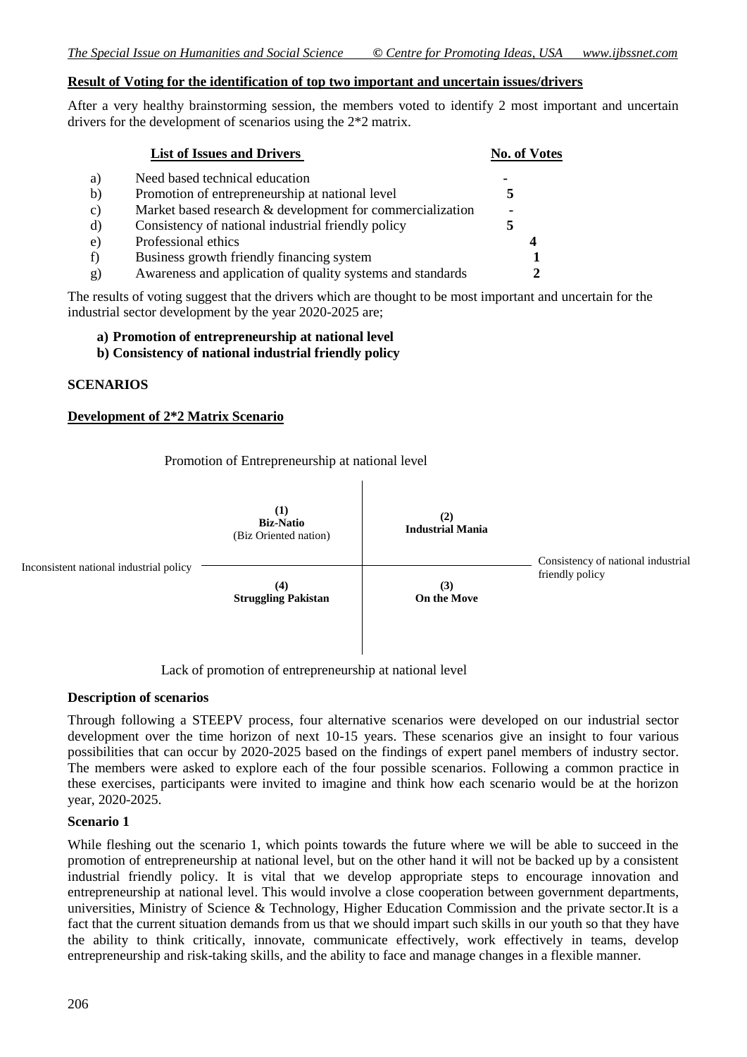**Result of Voting for the identification of top two important and uncertain issues/drivers**

After a very healthy brainstorming session, the members voted to identify 2 most important and uncertain drivers for the development of scenarios using the 2*2 matrix.

| | List of Issues and Drivers | No. of Votes |
|---|---|---|
| a) | Need based technical education | - |
| b) | Promotion of entrepreneurship at national level | 5 |
| c) | Market based research & development for commercialization | - |
| d) | Consistency of national industrial friendly policy | 5 |
| e) | Professional ethics | 4 |
| f) | Business growth friendly financing system | 1 |
| g) | Awareness and application of quality systems and standards | 2 |

The results of voting suggest that the drivers which are thought to be most important and uncertain for the industrial sector development by the year 2020-2025 are;

**a) Promotion of entrepreneurship at national level**

**b) Consistency of national industrial friendly policy**

## SCENARIOS

**Development of 2*2 Matrix Scenario**

Promotion of Entrepreneurship at national level

| Inconsistent national industrial policy | | | Consistency of national industrial friendly policy |
|---|---|---|---|
| | **(1) Biz-Natio** (Biz Oriented nation) | **(2) Industrial Mania** | |
| | **(4) Struggling Pakistan** | **(3) On the Move** | |

Lack of promotion of entrepreneurship at national level

**Description of scenarios**

Through following a STEEPV process, four alternative scenarios were developed on our industrial sector development over the time horizon of next 10-15 years. These scenarios give an insight to four various possibilities that can occur by 2020-2025 based on the findings of expert panel members of industry sector. The members were asked to explore each of the four possible scenarios. Following a common practice in these exercises, participants were invited to imagine and think how each scenario would be at the horizon year, 2020-2025.

**Scenario 1**

While fleshing out the scenario 1, which points towards the future where we will be able to succeed in the promotion of entrepreneurship at national level, but on the other hand it will not be backed up by a consistent industrial friendly policy. It is vital that we develop appropriate steps to encourage innovation and entrepreneurship at national level. This would involve a close cooperation between government departments, universities, Ministry of Science & Technology, Higher Education Commission and the private sector.It is a fact that the current situation demands from us that we should impart such skills in our youth so that they have the ability to think critically, innovate, communicate effectively, work effectively in teams, develop entrepreneurship and risk-taking skills, and the ability to face and manage changes in a flexible manner.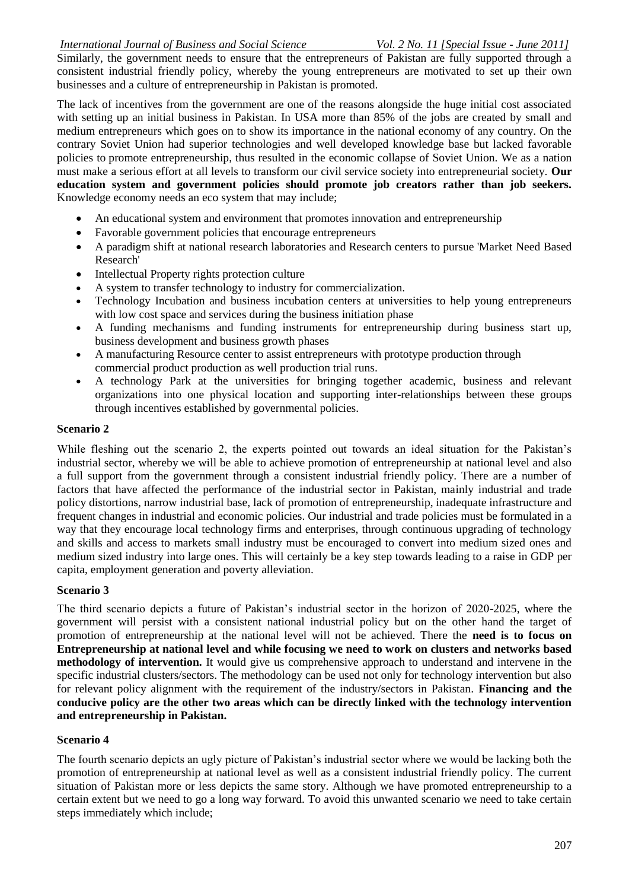Similarly, the government needs to ensure that the entrepreneurs of Pakistan are fully supported through a consistent industrial friendly policy, whereby the young entrepreneurs are motivated to set up their own businesses and a culture of entrepreneurship in Pakistan is promoted.

The lack of incentives from the government are one of the reasons alongside the huge initial cost associated with setting up an initial business in Pakistan. In USA more than 85% of the jobs are created by small and medium entrepreneurs which goes on to show its importance in the national economy of any country. On the contrary Soviet Union had superior technologies and well developed knowledge base but lacked favorable policies to promote entrepreneurship, thus resulted in the economic collapse of Soviet Union. We as a nation must make a serious effort at all levels to transform our civil service society into entrepreneurial society. **Our education system and government policies should promote job creators rather than job seekers.** Knowledge economy needs an eco system that may include;

- An educational system and environment that promotes innovation and entrepreneurship
- Favorable government policies that encourage entrepreneurs
- A paradigm shift at national research laboratories and Research centers to pursue 'Market Need Based Research'
- Intellectual Property rights protection culture
- A system to transfer technology to industry for commercialization.
- Technology Incubation and business incubation centers at universities to help young entrepreneurs with low cost space and services during the business initiation phase
- A funding mechanisms and funding instruments for entrepreneurship during business start up, business development and business growth phases
- A manufacturing Resource center to assist entrepreneurs with prototype production through commercial product production as well production trial runs.
- A technology Park at the universities for bringing together academic, business and relevant organizations into one physical location and supporting inter-relationships between these groups through incentives established by governmental policies.

**Scenario 2**

While fleshing out the scenario 2, the experts pointed out towards an ideal situation for the Pakistan's industrial sector, whereby we will be able to achieve promotion of entrepreneurship at national level and also a full support from the government through a consistent industrial friendly policy. There are a number of factors that have affected the performance of the industrial sector in Pakistan, mainly industrial and trade policy distortions, narrow industrial base, lack of promotion of entrepreneurship, inadequate infrastructure and frequent changes in industrial and economic policies. Our industrial and trade policies must be formulated in a way that they encourage local technology firms and enterprises, through continuous upgrading of technology and skills and access to markets small industry must be encouraged to convert into medium sized ones and medium sized industry into large ones. This will certainly be a key step towards leading to a raise in GDP per capita, employment generation and poverty alleviation.

**Scenario 3**

The third scenario depicts a future of Pakistan's industrial sector in the horizon of 2020-2025, where the government will persist with a consistent national industrial policy but on the other hand the target of promotion of entrepreneurship at the national level will not be achieved. There the **need is to focus on Entrepreneurship at national level and while focusing we need to work on clusters and networks based methodology of intervention.** It would give us comprehensive approach to understand and intervene in the specific industrial clusters/sectors. The methodology can be used not only for technology intervention but also for relevant policy alignment with the requirement of the industry/sectors in Pakistan. **Financing and the conducive policy are the other two areas which can be directly linked with the technology intervention and entrepreneurship in Pakistan.**

**Scenario 4**

The fourth scenario depicts an ugly picture of Pakistan's industrial sector where we would be lacking both the promotion of entrepreneurship at national level as well as a consistent industrial friendly policy. The current situation of Pakistan more or less depicts the same story. Although we have promoted entrepreneurship to a certain extent but we need to go a long way forward. To avoid this unwanted scenario we need to take certain steps immediately which include;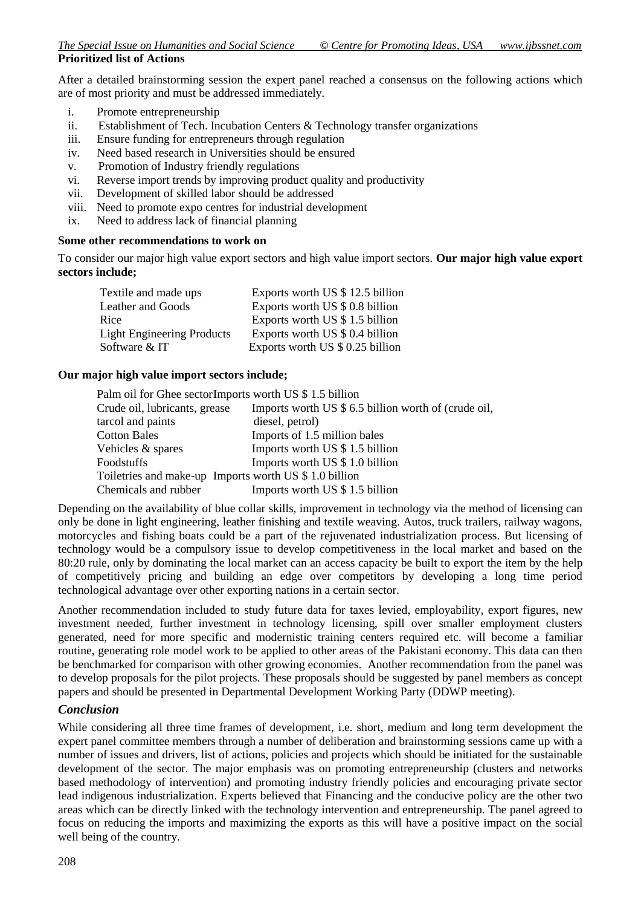**Prioritized list of Actions**

After a detailed brainstorming session the expert panel reached a consensus on the following actions which are of most priority and must be addressed immediately.

i. Promote entrepreneurship
ii. Establishment of Tech. Incubation Centers & Technology transfer organizations
iii. Ensure funding for entrepreneurs through regulation
iv. Need based research in Universities should be ensured
v. Promotion of Industry friendly regulations
vi. Reverse import trends by improving product quality and productivity
vii. Development of skilled labor should be addressed
viii. Need to promote expo centres for industrial development
ix. Need to address lack of financial planning

**Some other recommendations to work on**

To consider our major high value export sectors and high value import sectors. **Our major high value export sectors include;**

| | |
|---|---|
| Textile and made ups | Exports worth US $ 12.5 billion |
| Leather and Goods | Exports worth US $ 0.8 billion |
| Rice | Exports worth US $ 1.5 billion |
| Light Engineering Products | Exports worth US $ 0.4 billion |
| Software & IT | Exports worth US $ 0.25 billion |

**Our major high value import sectors include;**

| | |
|---|---|
| Palm oil for Ghee sector | Imports worth US $ 1.5 billion |
| Crude oil, lubricants, grease tarcol and paints | Imports worth US $ 6.5 billion worth of (crude oil, diesel, petrol) |
| Cotton Bales | Imports of 1.5 million bales |
| Vehicles & spares | Imports worth US $ 1.5 billion |
| Foodstuffs | Imports worth US $ 1.0 billion |
| Toiletries and make-up | Imports worth US $ 1.0 billion |
| Chemicals and rubber | Imports worth US $ 1.5 billion |

Depending on the availability of blue collar skills, improvement in technology via the method of licensing can only be done in light engineering, leather finishing and textile weaving. Autos, truck trailers, railway wagons, motorcycles and fishing boats could be a part of the rejuvenated industrialization process. But licensing of technology would be a compulsory issue to develop competitiveness in the local market and based on the 80:20 rule, only by dominating the local market can an access capacity be built to export the item by the help of competitively pricing and building an edge over competitors by developing a long time period technological advantage over other exporting nations in a certain sector.

Another recommendation included to study future data for taxes levied, employability, export figures, new investment needed, further investment in technology licensing, spill over smaller employment clusters generated, need for more specific and modernistic training centers required etc. will become a familiar routine, generating role model work to be applied to other areas of the Pakistani economy. This data can then be benchmarked for comparison with other growing economies. Another recommendation from the panel was to develop proposals for the pilot projects. These proposals should be suggested by panel members as concept papers and should be presented in Departmental Development Working Party (DDWP meeting).

## *Conclusion*

While considering all three time frames of development, i.e. short, medium and long term development the expert panel committee members through a number of deliberation and brainstorming sessions came up with a number of issues and drivers, list of actions, policies and projects which should be initiated for the sustainable development of the sector. The major emphasis was on promoting entrepreneurship (clusters and networks based methodology of intervention) and promoting industry friendly policies and encouraging private sector lead indigenous industrialization. Experts believed that Financing and the conducive policy are the other two areas which can be directly linked with the technology intervention and entrepreneurship. The panel agreed to focus on reducing the imports and maximizing the exports as this will have a positive impact on the social well being of the country.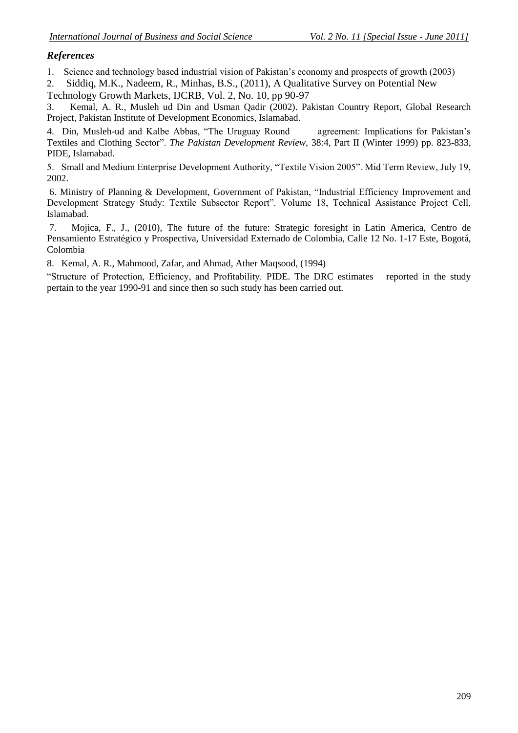## *References*

1. Science and technology based industrial vision of Pakistan's economy and prospects of growth (2003)
2. Siddiq, M.K., Nadeem, R., Minhas, B.S., (2011), A Qualitative Survey on Potential New Technology Growth Markets, IJCRB, Vol. 2, No. 10, pp 90-97
3. Kemal, A. R., Musleh ud Din and Usman Qadir (2002). Pakistan Country Report, Global Research Project, Pakistan Institute of Development Economics, Islamabad.
4. Din, Musleh-ud and Kalbe Abbas, "The Uruguay Round agreement: Implications for Pakistan's Textiles and Clothing Sector". *The Pakistan Development Review,* 38:4, Part II (Winter 1999) pp. 823-833, PIDE, Islamabad.
5. Small and Medium Enterprise Development Authority, "Textile Vision 2005". Mid Term Review, July 19, 2002.
6. Ministry of Planning & Development, Government of Pakistan, "Industrial Efficiency Improvement and Development Strategy Study: Textile Subsector Report". Volume 18, Technical Assistance Project Cell, Islamabad.
7. Mojica, F., J., (2010), The future of the future: Strategic foresight in Latin America, Centro de Pensamiento Estratégico y Prospectiva, Universidad Externado de Colombia, Calle 12 No. 1-17 Este, Bogotá, Colombia
8. Kemal, A. R., Mahmood, Zafar, and Ahmad, Ather Maqsood, (1994)

"Structure of Protection, Efficiency, and Profitability. PIDE. The DRC estimates reported in the study pertain to the year 1990-91 and since then so such study has been carried out.